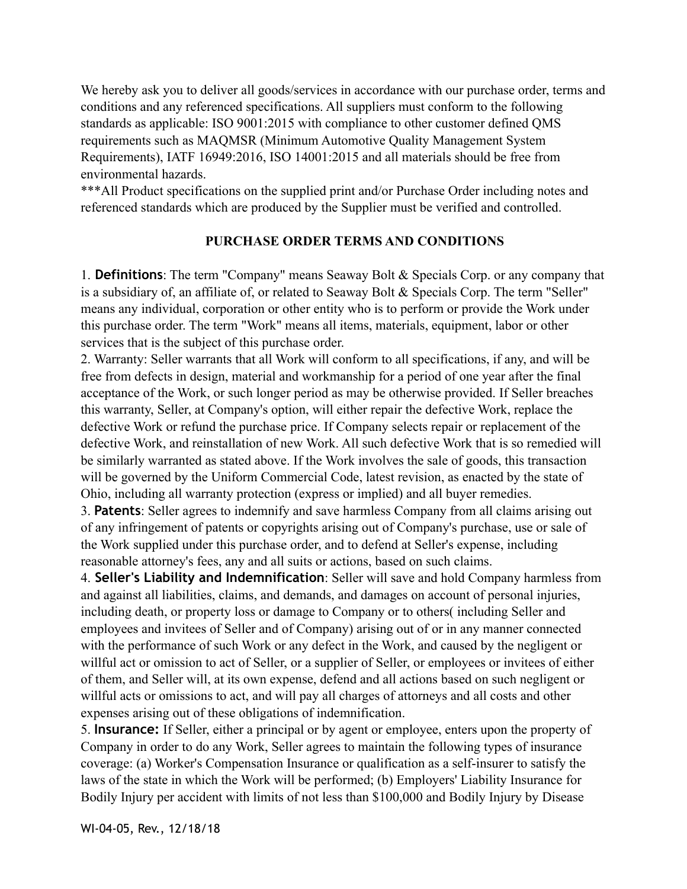We hereby ask you to deliver all goods/services in accordance with our purchase order, terms and conditions and any referenced specifications. All suppliers must conform to the following standards as applicable: ISO 9001:2015 with compliance to other customer defined QMS requirements such as MAQMSR (Minimum Automotive Quality Management System Requirements), IATF 16949:2016, ISO 14001:2015 and all materials should be free from environmental hazards.

***All Product specifications on the supplied print and/or Purchase Order including notes and referenced standards which are produced by the Supplier must be verified and controlled.

## PURCHASE ORDER TERMS AND CONDITIONS

1. **Definitions**: The term "Company" means Seaway Bolt & Specials Corp. or any company that is a subsidiary of, an affiliate of, or related to Seaway Bolt & Specials Corp. The term "Seller" means any individual, corporation or other entity who is to perform or provide the Work under this purchase order. The term "Work" means all items, materials, equipment, labor or other services that is the subject of this purchase order.

2. Warranty: Seller warrants that all Work will conform to all specifications, if any, and will be free from defects in design, material and workmanship for a period of one year after the final acceptance of the Work, or such longer period as may be otherwise provided. If Seller breaches this warranty, Seller, at Company's option, will either repair the defective Work, replace the defective Work or refund the purchase price. If Company selects repair or replacement of the defective Work, and reinstallation of new Work. All such defective Work that is so remedied will be similarly warranted as stated above. If the Work involves the sale of goods, this transaction will be governed by the Uniform Commercial Code, latest revision, as enacted by the state of Ohio, including all warranty protection (express or implied) and all buyer remedies.

3. **Patents**: Seller agrees to indemnify and save harmless Company from all claims arising out of any infringement of patents or copyrights arising out of Company's purchase, use or sale of the Work supplied under this purchase order, and to defend at Seller's expense, including reasonable attorney's fees, any and all suits or actions, based on such claims.

4. **Seller's Liability and Indemnification**: Seller will save and hold Company harmless from and against all liabilities, claims, and demands, and damages on account of personal injuries, including death, or property loss or damage to Company or to others( including Seller and employees and invitees of Seller and of Company) arising out of or in any manner connected with the performance of such Work or any defect in the Work, and caused by the negligent or willful act or omission to act of Seller, or a supplier of Seller, or employees or invitees of either of them, and Seller will, at its own expense, defend and all actions based on such negligent or willful acts or omissions to act, and will pay all charges of attorneys and all costs and other expenses arising out of these obligations of indemnification.

5. **Insurance:** If Seller, either a principal or by agent or employee, enters upon the property of Company in order to do any Work, Seller agrees to maintain the following types of insurance coverage: (a) Worker's Compensation Insurance or qualification as a self-insurer to satisfy the laws of the state in which the Work will be performed; (b) Employers' Liability Insurance for Bodily Injury per accident with limits of not less than $100,000 and Bodily Injury by Disease

WI-04-05, Rev., 12/18/18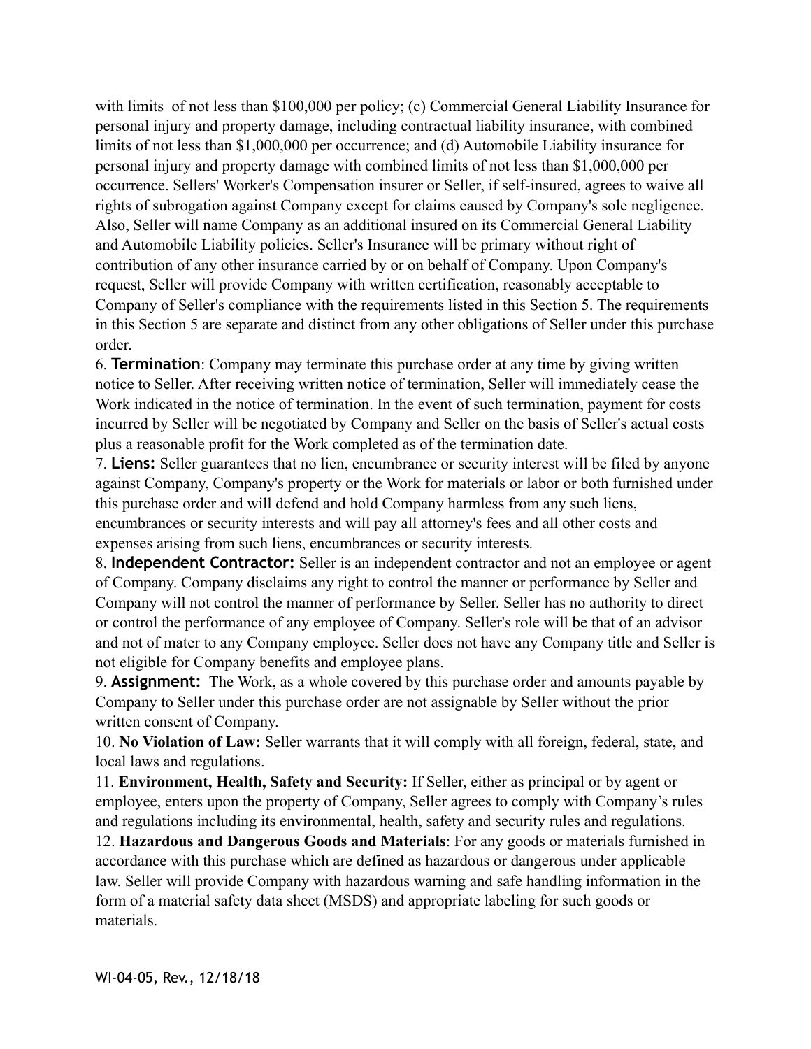with limits of not less than $100,000 per policy; (c) Commercial General Liability Insurance for personal injury and property damage, including contractual liability insurance, with combined limits of not less than $1,000,000 per occurrence; and (d) Automobile Liability insurance for personal injury and property damage with combined limits of not less than $1,000,000 per occurrence. Sellers' Worker's Compensation insurer or Seller, if self-insured, agrees to waive all rights of subrogation against Company except for claims caused by Company's sole negligence. Also, Seller will name Company as an additional insured on its Commercial General Liability and Automobile Liability policies. Seller's Insurance will be primary without right of contribution of any other insurance carried by or on behalf of Company. Upon Company's request, Seller will provide Company with written certification, reasonably acceptable to Company of Seller's compliance with the requirements listed in this Section 5. The requirements in this Section 5 are separate and distinct from any other obligations of Seller under this purchase order.

6. **Termination**: Company may terminate this purchase order at any time by giving written notice to Seller. After receiving written notice of termination, Seller will immediately cease the Work indicated in the notice of termination. In the event of such termination, payment for costs incurred by Seller will be negotiated by Company and Seller on the basis of Seller's actual costs plus a reasonable profit for the Work completed as of the termination date.

7. **Liens:** Seller guarantees that no lien, encumbrance or security interest will be filed by anyone against Company, Company's property or the Work for materials or labor or both furnished under this purchase order and will defend and hold Company harmless from any such liens, encumbrances or security interests and will pay all attorney's fees and all other costs and expenses arising from such liens, encumbrances or security interests.

8. **Independent Contractor:** Seller is an independent contractor and not an employee or agent of Company. Company disclaims any right to control the manner or performance by Seller and Company will not control the manner of performance by Seller. Seller has no authority to direct or control the performance of any employee of Company. Seller's role will be that of an advisor and not of mater to any Company employee. Seller does not have any Company title and Seller is not eligible for Company benefits and employee plans.

9. **Assignment:** The Work, as a whole covered by this purchase order and amounts payable by Company to Seller under this purchase order are not assignable by Seller without the prior written consent of Company.

10. **No Violation of Law:** Seller warrants that it will comply with all foreign, federal, state, and local laws and regulations.

11. **Environment, Health, Safety and Security:** If Seller, either as principal or by agent or employee, enters upon the property of Company, Seller agrees to comply with Company's rules and regulations including its environmental, health, safety and security rules and regulations.

12. **Hazardous and Dangerous Goods and Materials**: For any goods or materials furnished in accordance with this purchase which are defined as hazardous or dangerous under applicable law. Seller will provide Company with hazardous warning and safe handling information in the form of a material safety data sheet (MSDS) and appropriate labeling for such goods or materials.

WI-04-05, Rev., 12/18/18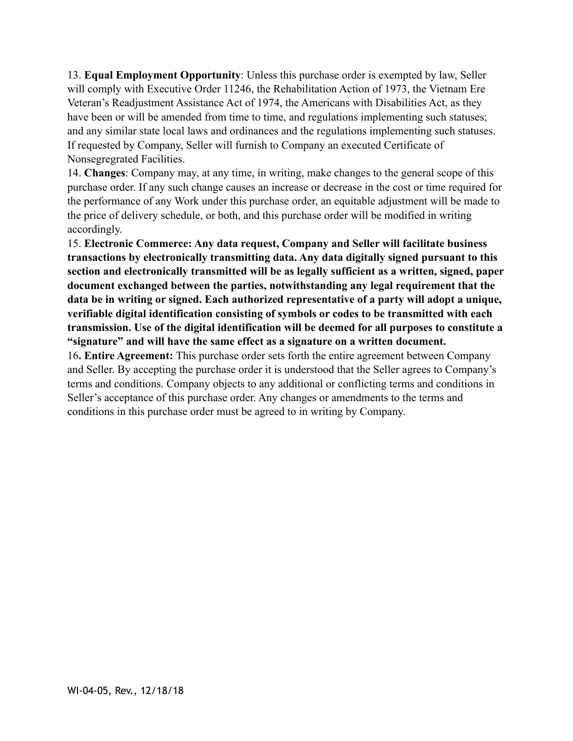13. **Equal Employment Opportunity**: Unless this purchase order is exempted by law, Seller will comply with Executive Order 11246, the Rehabilitation Action of 1973, the Vietnam Ere Veteran's Readjustment Assistance Act of 1974, the Americans with Disabilities Act, as they have been or will be amended from time to time, and regulations implementing such statuses; and any similar state local laws and ordinances and the regulations implementing such statuses. If requested by Company, Seller will furnish to Company an executed Certificate of Nonsegregrated Facilities.

14. **Changes**: Company may, at any time, in writing, make changes to the general scope of this purchase order. If any such change causes an increase or decrease in the cost or time required for the performance of any Work under this purchase order, an equitable adjustment will be made to the price of delivery schedule, or both, and this purchase order will be modified in writing accordingly.

15. **Electronic Commerce: Any data request, Company and Seller will facilitate business transactions by electronically transmitting data. Any data digitally signed pursuant to this section and electronically transmitted will be as legally sufficient as a written, signed, paper document exchanged between the parties, notwithstanding any legal requirement that the data be in writing or signed. Each authorized representative of a party will adopt a unique, verifiable digital identification consisting of symbols or codes to be transmitted with each transmission. Use of the digital identification will be deemed for all purposes to constitute a "signature" and will have the same effect as a signature on a written document.**

16**. Entire Agreement:** This purchase order sets forth the entire agreement between Company and Seller. By accepting the purchase order it is understood that the Seller agrees to Company's terms and conditions. Company objects to any additional or conflicting terms and conditions in Seller's acceptance of this purchase order. Any changes or amendments to the terms and conditions in this purchase order must be agreed to in writing by Company.

WI-04-05, Rev., 12/18/18